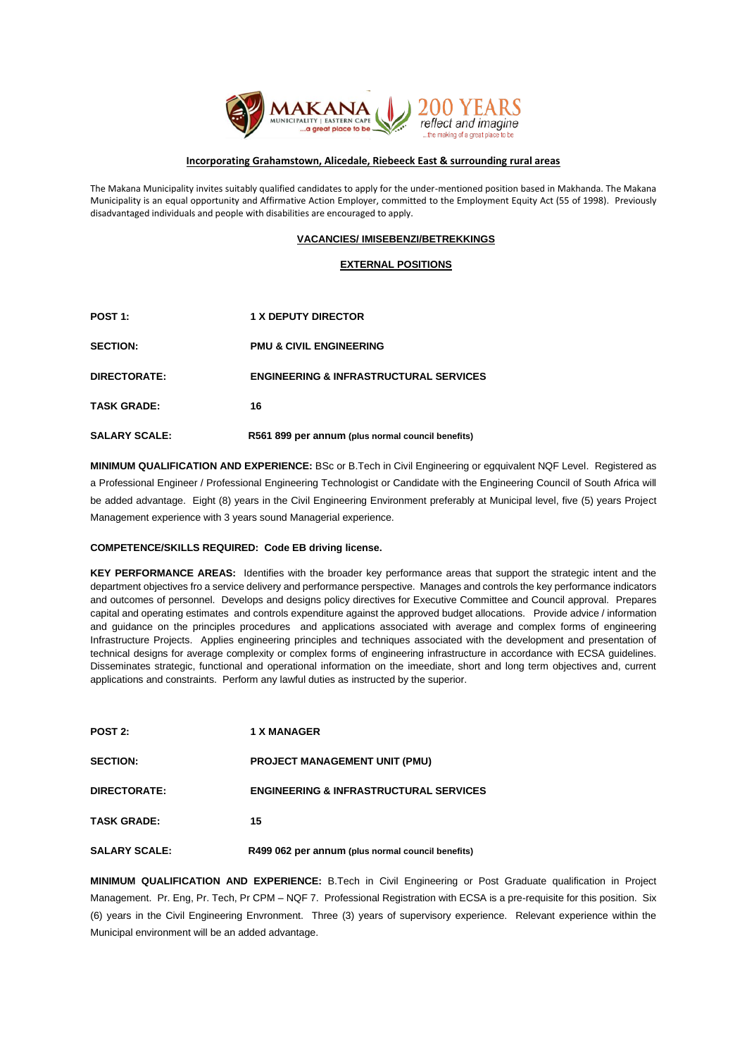**Incorporating Grahamstown, Alicedale, Riebeeck East & surrounding rural areas**

The Makana Municipality invites suitably qualified candidates to apply for the under-mentioned position based in Makhanda. The Makana Municipality is an equal opportunity and Affirmative Action Employer, committed to the Employment Equity Act (55 of 1998). Previously disadvantaged individuals and people with disabilities are encouraged to apply.

**VACANCIES/ IMISEBENZI/BETREKKINGS**

**EXTERNAL POSITIONS**

**POST 1:** **1 X DEPUTY DIRECTOR**

**SECTION:** **PMU & CIVIL ENGINEERING**

**DIRECTORATE:** **ENGINEERING & INFRASTRUCTURAL SERVICES**

**TASK GRADE:** **16**

**SALARY SCALE:** **R561 899 per annum (plus normal council benefits)**

**MINIMUM QUALIFICATION AND EXPERIENCE:** BSc or B.Tech in Civil Engineering or egquivalent NQF Level. Registered as a Professional Engineer / Professional Engineering Technologist or Candidate with the Engineering Council of South Africa will be added advantage. Eight (8) years in the Civil Engineering Environment preferably at Municipal level, five (5) years Project Management experience with 3 years sound Managerial experience.

**COMPETENCE/SKILLS REQUIRED: Code EB driving license.**

**KEY PERFORMANCE AREAS:** Identifies with the broader key performance areas that support the strategic intent and the department objectives fro a service delivery and performance perspective. Manages and controls the key performance indicators and outcomes of personnel. Develops and designs policy directives for Executive Committee and Council approval. Prepares capital and operating estimates and controls expenditure against the approved budget allocations. Provide advice / information and guidance on the principles procedures and applications associated with average and complex forms of engineering Infrastructure Projects. Applies engineering principles and techniques associated with the development and presentation of technical designs for average complexity or complex forms of engineering infrastructure in accordance with ECSA guidelines. Disseminates strategic, functional and operational information on the imeediate, short and long term objectives and, current applications and constraints. Perform any lawful duties as instructed by the superior.

**POST 2:** **1 X MANAGER**

**SECTION:** **PROJECT MANAGEMENT UNIT (PMU)**

**DIRECTORATE:** **ENGINEERING & INFRASTRUCTURAL SERVICES**

**TASK GRADE:** **15**

**SALARY SCALE:** **R499 062 per annum (plus normal council benefits)**

**MINIMUM QUALIFICATION AND EXPERIENCE:** B.Tech in Civil Engineering or Post Graduate qualification in Project Management. Pr. Eng, Pr. Tech, Pr CPM – NQF 7. Professional Registration with ECSA is a pre-requisite for this position. Six (6) years in the Civil Engineering Envronment. Three (3) years of supervisory experience. Relevant experience within the Municipal environment will be an added advantage.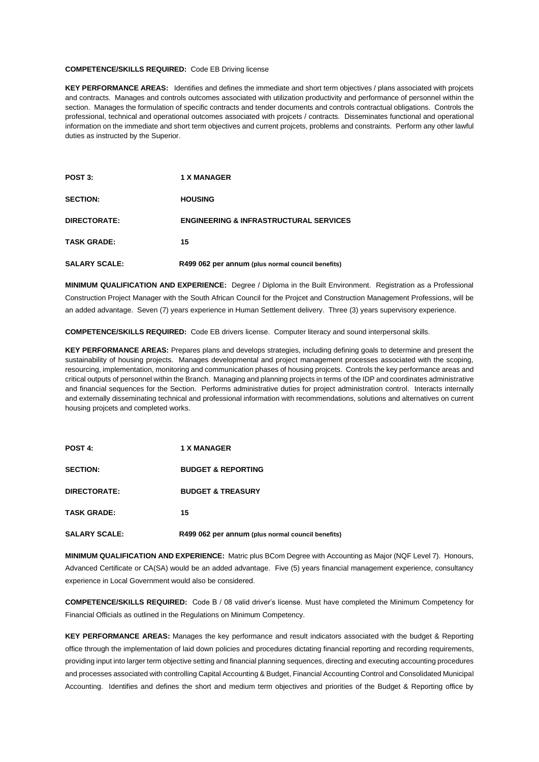**COMPETENCE/SKILLS REQUIRED:** Code EB Driving license

**KEY PERFORMANCE AREAS:** Identifies and defines the immediate and short term objectives / plans associated with projcets and contracts. Manages and controls outcomes associated with utilization productivity and performance of personnel within the section. Manages the formulation of specific contracts and tender documents and controls contractual obligations. Controls the professional, technical and operational outcomes associated with projcets / contracts. Disseminates functional and operational information on the immediate and short term objectives and current projcets, problems and constraints. Perform any other lawful duties as instructed by the Superior.

**POST 3:** **1 X MANAGER**

**SECTION:** **HOUSING**

**DIRECTORATE:** **ENGINEERING & INFRASTRUCTURAL SERVICES**

**TASK GRADE:** **15**

**SALARY SCALE:** **R499 062 per annum (plus normal council benefits)**

**MINIMUM QUALIFICATION AND EXPERIENCE:** Degree / Diploma in the Built Environment. Registration as a Professional Construction Project Manager with the South African Council for the Projcet and Construction Management Professions, will be an added advantage. Seven (7) years experience in Human Settlement delivery. Three (3) years supervisory experience.

**COMPETENCE/SKILLS REQUIRED:** Code EB drivers license. Computer literacy and sound interpersonal skills.

**KEY PERFORMANCE AREAS:** Prepares plans and develops strategies, including defining goals to determine and present the sustainability of housing projects. Manages developmental and project management processes associated with the scoping, resourcing, implementation, monitoring and communication phases of housing projcets. Controls the key performance areas and critical outputs of personnel within the Branch. Managing and planning projects in terms of the IDP and coordinates administrative and financial sequences for the Section. Performs administrative duties for project administration control. Interacts internally and externally disseminating technical and professional information with recommendations, solutions and alternatives on current housing projcets and completed works.

**POST 4:** **1 X MANAGER**

**SECTION:** **BUDGET & REPORTING**

**DIRECTORATE:** **BUDGET & TREASURY**

**TASK GRADE:** **15**

**SALARY SCALE:** **R499 062 per annum (plus normal council benefits)**

**MINIMUM QUALIFICATION AND EXPERIENCE:** Matric plus BCom Degree with Accounting as Major (NQF Level 7). Honours, Advanced Certificate or CA(SA) would be an added advantage. Five (5) years financial management experience, consultancy experience in Local Government would also be considered.

**COMPETENCE/SKILLS REQUIRED:** Code B / 08 valid driver's license. Must have completed the Minimum Competency for Financial Officials as outlined in the Regulations on Minimum Competency.

**KEY PERFORMANCE AREAS:** Manages the key performance and result indicators associated with the budget & Reporting office through the implementation of laid down policies and procedures dictating financial reporting and recording requirements, providing input into larger term objective setting and financial planning sequences, directing and executing accounting procedures and processes associated with controlling Capital Accounting & Budget, Financial Accounting Control and Consolidated Municipal Accounting. Identifies and defines the short and medium term objectives and priorities of the Budget & Reporting office by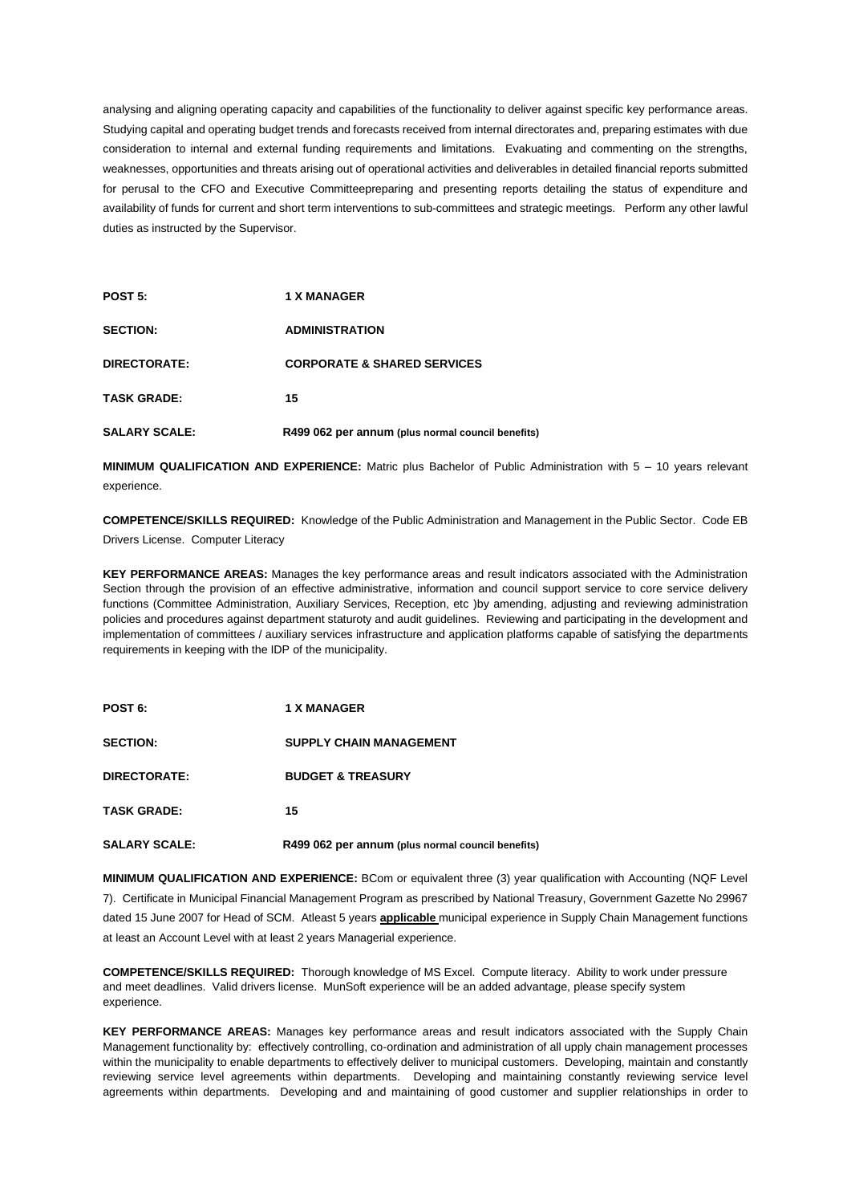analysing and aligning operating capacity and capabilities of the functionality to deliver against specific key performance areas. Studying capital and operating budget trends and forecasts received from internal directorates and, preparing estimates with due consideration to internal and external funding requirements and limitations. Evakuating and commenting on the strengths, weaknesses, opportunities and threats arising out of operational activities and deliverables in detailed financial reports submitted for perusal to the CFO and Executive Committeepreparing and presenting reports detailing the status of expenditure and availability of funds for current and short term interventions to sub-committees and strategic meetings. Perform any other lawful duties as instructed by the Supervisor.

**POST 5:** **1 X MANAGER**

**SECTION:** **ADMINISTRATION**

**DIRECTORATE:** **CORPORATE & SHARED SERVICES**

**TASK GRADE:** **15**

**SALARY SCALE:** **R499 062 per annum (plus normal council benefits)**

**MINIMUM QUALIFICATION AND EXPERIENCE:** Matric plus Bachelor of Public Administration with 5 – 10 years relevant experience.

**COMPETENCE/SKILLS REQUIRED:** Knowledge of the Public Administration and Management in the Public Sector. Code EB Drivers License. Computer Literacy

**KEY PERFORMANCE AREAS:** Manages the key performance areas and result indicators associated with the Administration Section through the provision of an effective administrative, information and council support service to core service delivery functions (Committee Administration, Auxiliary Services, Reception, etc )by amending, adjusting and reviewing administration policies and procedures against department staturoty and audit guidelines. Reviewing and participating in the development and implementation of committees / auxiliary services infrastructure and application platforms capable of satisfying the departments requirements in keeping with the IDP of the municipality.

**POST 6:** **1 X MANAGER**

**SECTION:** **SUPPLY CHAIN MANAGEMENT**

**DIRECTORATE:** **BUDGET & TREASURY**

**TASK GRADE:** **15**

**SALARY SCALE:** **R499 062 per annum (plus normal council benefits)**

**MINIMUM QUALIFICATION AND EXPERIENCE:** BCom or equivalent three (3) year qualification with Accounting (NQF Level 7). Certificate in Municipal Financial Management Program as prescribed by National Treasury, Government Gazette No 29967 dated 15 June 2007 for Head of SCM. Atleast 5 years **applicable** municipal experience in Supply Chain Management functions at least an Account Level with at least 2 years Managerial experience.

**COMPETENCE/SKILLS REQUIRED:** Thorough knowledge of MS Excel. Compute literacy. Ability to work under pressure and meet deadlines. Valid drivers license. MunSoft experience will be an added advantage, please specify system experience.

**KEY PERFORMANCE AREAS:** Manages key performance areas and result indicators associated with the Supply Chain Management functionality by: effectively controlling, co-ordination and administration of all upply chain management processes within the municipality to enable departments to effectively deliver to municipal customers. Developing, maintain and constantly reviewing service level agreements within departments. Developing and maintaining constantly reviewing service level agreements within departments. Developing and and maintaining of good customer and supplier relationships in order to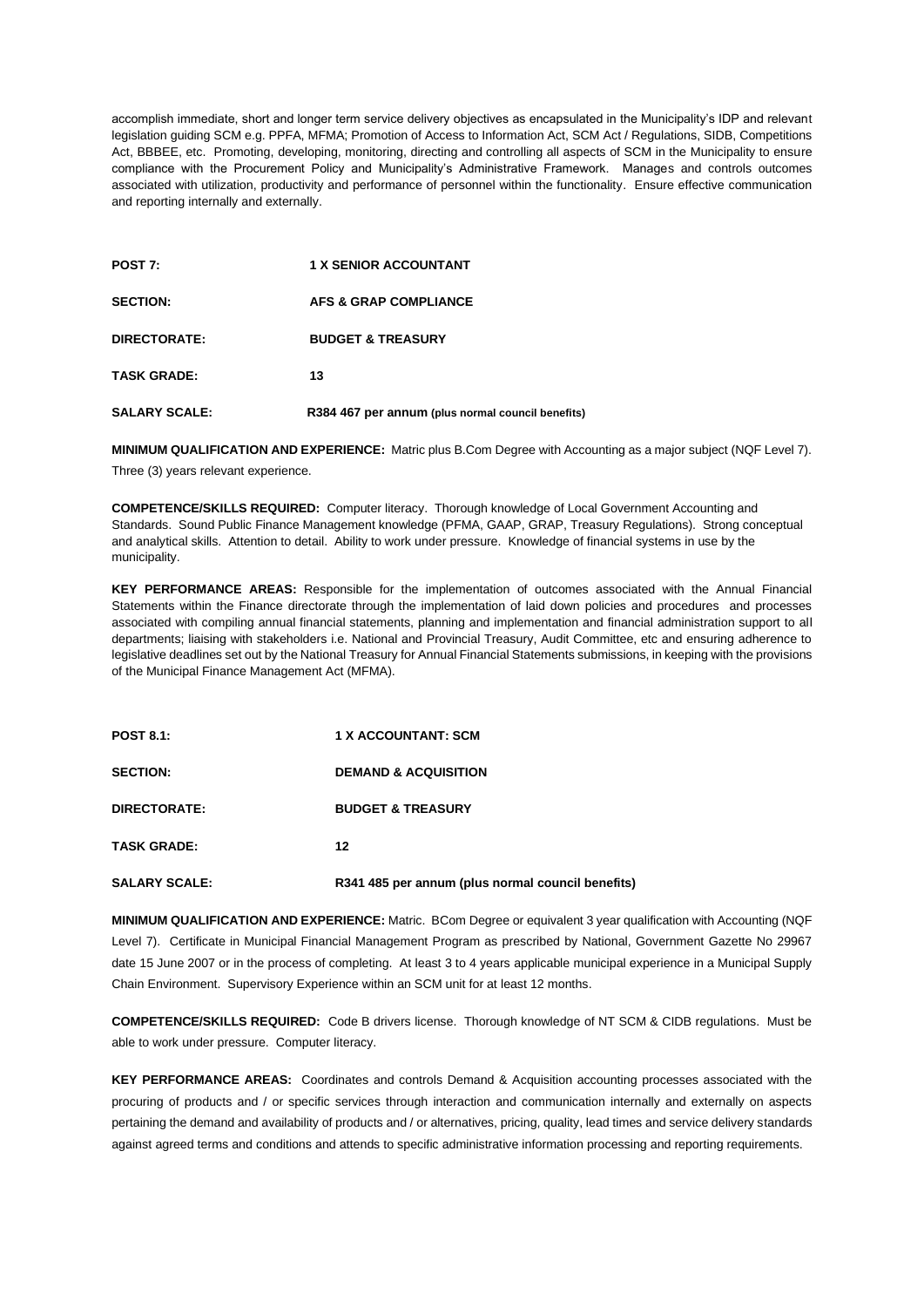accomplish immediate, short and longer term service delivery objectives as encapsulated in the Municipality's IDP and relevant legislation guiding SCM e.g. PPFA, MFMA; Promotion of Access to Information Act, SCM Act / Regulations, SIDB, Competitions Act, BBBEE, etc. Promoting, developing, monitoring, directing and controlling all aspects of SCM in the Municipality to ensure compliance with the Procurement Policy and Municipality's Administrative Framework. Manages and controls outcomes associated with utilization, productivity and performance of personnel within the functionality. Ensure effective communication and reporting internally and externally.

**POST 7:** **1 X SENIOR ACCOUNTANT**

**SECTION:** **AFS & GRAP COMPLIANCE**

**DIRECTORATE:** **BUDGET & TREASURY**

**TASK GRADE:** **13**

**SALARY SCALE:** **R384 467 per annum (plus normal council benefits)**

**MINIMUM QUALIFICATION AND EXPERIENCE:** Matric plus B.Com Degree with Accounting as a major subject (NQF Level 7). Three (3) years relevant experience.

**COMPETENCE/SKILLS REQUIRED:** Computer literacy. Thorough knowledge of Local Government Accounting and Standards. Sound Public Finance Management knowledge (PFMA, GAAP, GRAP, Treasury Regulations). Strong conceptual and analytical skills. Attention to detail. Ability to work under pressure. Knowledge of financial systems in use by the municipality.

**KEY PERFORMANCE AREAS:** Responsible for the implementation of outcomes associated with the Annual Financial Statements within the Finance directorate through the implementation of laid down policies and procedures and processes associated with compiling annual financial statements, planning and implementation and financial administration support to all departments; liaising with stakeholders i.e. National and Provincial Treasury, Audit Committee, etc and ensuring adherence to legislative deadlines set out by the National Treasury for Annual Financial Statements submissions, in keeping with the provisions of the Municipal Finance Management Act (MFMA).

**POST 8.1:** **1 X ACCOUNTANT: SCM**

**SECTION:** **DEMAND & ACQUISITION**

**DIRECTORATE:** **BUDGET & TREASURY**

**TASK GRADE:** **12**

**SALARY SCALE:** **R341 485 per annum (plus normal council benefits)**

**MINIMUM QUALIFICATION AND EXPERIENCE:** Matric. BCom Degree or equivalent 3 year qualification with Accounting (NQF Level 7). Certificate in Municipal Financial Management Program as prescribed by National, Government Gazette No 29967 date 15 June 2007 or in the process of completing. At least 3 to 4 years applicable municipal experience in a Municipal Supply Chain Environment. Supervisory Experience within an SCM unit for at least 12 months.

**COMPETENCE/SKILLS REQUIRED:** Code B drivers license. Thorough knowledge of NT SCM & CIDB regulations. Must be able to work under pressure. Computer literacy.

**KEY PERFORMANCE AREAS:** Coordinates and controls Demand & Acquisition accounting processes associated with the procuring of products and / or specific services through interaction and communication internally and externally on aspects pertaining the demand and availability of products and / or alternatives, pricing, quality, lead times and service delivery standards against agreed terms and conditions and attends to specific administrative information processing and reporting requirements.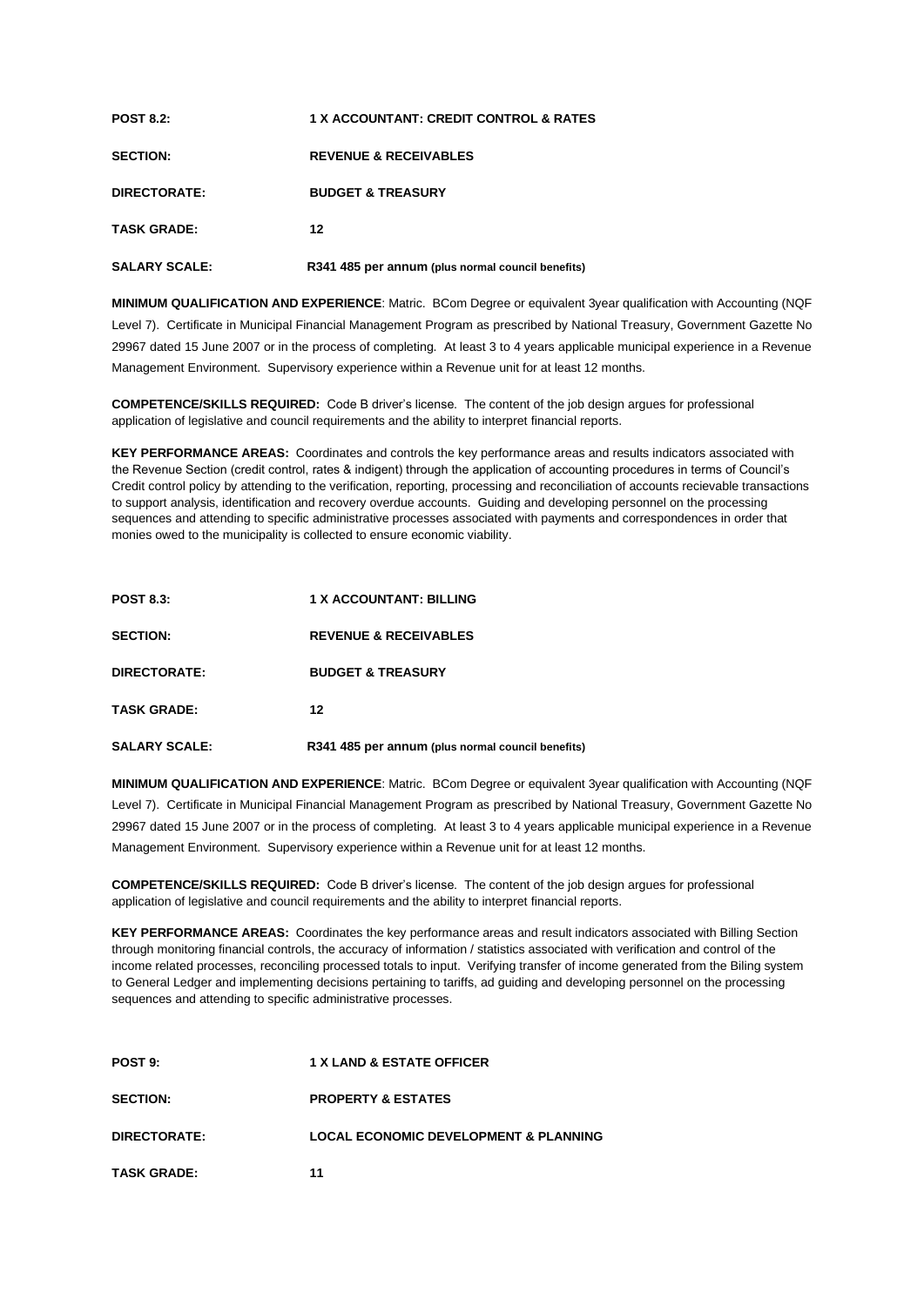**POST 8.2:** **1 X ACCOUNTANT: CREDIT CONTROL & RATES**

**SECTION:** **REVENUE & RECEIVABLES**

**DIRECTORATE:** **BUDGET & TREASURY**

**TASK GRADE:** **12**

**SALARY SCALE:** **R341 485 per annum (plus normal council benefits)**

**MINIMUM QUALIFICATION AND EXPERIENCE**: Matric. BCom Degree or equivalent 3year qualification with Accounting (NQF Level 7). Certificate in Municipal Financial Management Program as prescribed by National Treasury, Government Gazette No 29967 dated 15 June 2007 or in the process of completing. At least 3 to 4 years applicable municipal experience in a Revenue Management Environment. Supervisory experience within a Revenue unit for at least 12 months.

**COMPETENCE/SKILLS REQUIRED:** Code B driver's license. The content of the job design argues for professional application of legislative and council requirements and the ability to interpret financial reports.

**KEY PERFORMANCE AREAS:** Coordinates and controls the key performance areas and results indicators associated with the Revenue Section (credit control, rates & indigent) through the application of accounting procedures in terms of Council's Credit control policy by attending to the verification, reporting, processing and reconciliation of accounts recievable transactions to support analysis, identification and recovery overdue accounts. Guiding and developing personnel on the processing sequences and attending to specific administrative processes associated with payments and correspondences in order that monies owed to the municipality is collected to ensure economic viability.

**POST 8.3:** **1 X ACCOUNTANT: BILLING**

**SECTION:** **REVENUE & RECEIVABLES**

**DIRECTORATE:** **BUDGET & TREASURY**

**TASK GRADE:** **12**

**SALARY SCALE:** **R341 485 per annum (plus normal council benefits)**

**MINIMUM QUALIFICATION AND EXPERIENCE**: Matric. BCom Degree or equivalent 3year qualification with Accounting (NQF Level 7). Certificate in Municipal Financial Management Program as prescribed by National Treasury, Government Gazette No 29967 dated 15 June 2007 or in the process of completing. At least 3 to 4 years applicable municipal experience in a Revenue Management Environment. Supervisory experience within a Revenue unit for at least 12 months.

**COMPETENCE/SKILLS REQUIRED:** Code B driver's license. The content of the job design argues for professional application of legislative and council requirements and the ability to interpret financial reports.

**KEY PERFORMANCE AREAS:** Coordinates the key performance areas and result indicators associated with Billing Section through monitoring financial controls, the accuracy of information / statistics associated with verification and control of the income related processes, reconciling processed totals to input. Verifying transfer of income generated from the Biling system to General Ledger and implementing decisions pertaining to tariffs, ad guiding and developing personnel on the processing sequences and attending to specific administrative processes.

**POST 9:** **1 X LAND & ESTATE OFFICER**

**SECTION:** **PROPERTY & ESTATES**

**DIRECTORATE:** **LOCAL ECONOMIC DEVELOPMENT & PLANNING**

**TASK GRADE:** **11**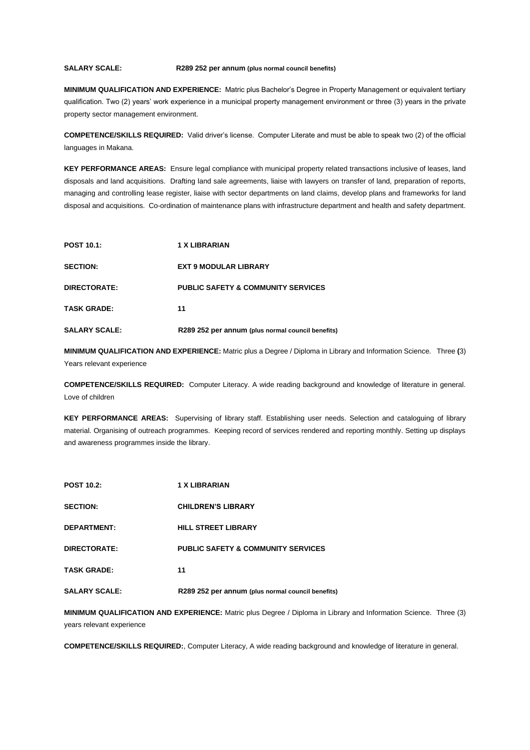**SALARY SCALE:** **R289 252 per annum (plus normal council benefits)**

**MINIMUM QUALIFICATION AND EXPERIENCE:** Matric plus Bachelor's Degree in Property Management or equivalent tertiary qualification. Two (2) years' work experience in a municipal property management environment or three (3) years in the private property sector management environment.

**COMPETENCE/SKILLS REQUIRED:** Valid driver's license. Computer Literate and must be able to speak two (2) of the official languages in Makana.

**KEY PERFORMANCE AREAS:** Ensure legal compliance with municipal property related transactions inclusive of leases, land disposals and land acquisitions. Drafting land sale agreements, liaise with lawyers on transfer of land, preparation of reports, managing and controlling lease register, liaise with sector departments on land claims, develop plans and frameworks for land disposal and acquisitions. Co-ordination of maintenance plans with infrastructure department and health and safety department.

**POST 10.1:** **1 X LIBRARIAN**

**SECTION:** **EXT 9 MODULAR LIBRARY**

**DIRECTORATE:** **PUBLIC SAFETY & COMMUNITY SERVICES**

**TASK GRADE:** **11**

**SALARY SCALE:** **R289 252 per annum (plus normal council benefits)**

**MINIMUM QUALIFICATION AND EXPERIENCE:** Matric plus a Degree / Diploma in Library and Information Science. Three **(**3) Years relevant experience

**COMPETENCE/SKILLS REQUIRED:** Computer Literacy. A wide reading background and knowledge of literature in general. Love of children

**KEY PERFORMANCE AREAS:** Supervising of library staff. Establishing user needs. Selection and cataloguing of library material. Organising of outreach programmes. Keeping record of services rendered and reporting monthly. Setting up displays and awareness programmes inside the library.

**POST 10.2:** **1 X LIBRARIAN**

**SECTION:** **CHILDREN'S LIBRARY**

**DEPARTMENT:** **HILL STREET LIBRARY**

**DIRECTORATE:** **PUBLIC SAFETY & COMMUNITY SERVICES**

**TASK GRADE:** **11**

**SALARY SCALE:** **R289 252 per annum (plus normal council benefits)**

**MINIMUM QUALIFICATION AND EXPERIENCE:** Matric plus Degree / Diploma in Library and Information Science. Three (3) years relevant experience

**COMPETENCE/SKILLS REQUIRED:**, Computer Literacy, A wide reading background and knowledge of literature in general.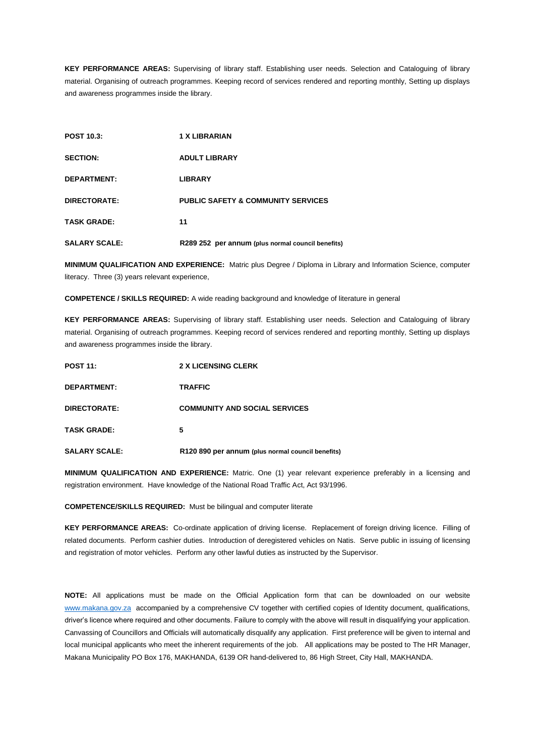**KEY PERFORMANCE AREAS:** Supervising of library staff. Establishing user needs. Selection and Cataloguing of library material. Organising of outreach programmes. Keeping record of services rendered and reporting monthly, Setting up displays and awareness programmes inside the library.

**POST 10.3:** **1 X LIBRARIAN**

**SECTION:** **ADULT LIBRARY**

**DEPARTMENT:** **LIBRARY**

**DIRECTORATE:** **PUBLIC SAFETY & COMMUNITY SERVICES**

**TASK GRADE:** **11**

**SALARY SCALE:** **R289 252 per annum (plus normal council benefits)**

**MINIMUM QUALIFICATION AND EXPERIENCE:** Matric plus Degree / Diploma in Library and Information Science, computer literacy. Three (3) years relevant experience,

**COMPETENCE / SKILLS REQUIRED:** A wide reading background and knowledge of literature in general

**KEY PERFORMANCE AREAS:** Supervising of library staff. Establishing user needs. Selection and Cataloguing of library material. Organising of outreach programmes. Keeping record of services rendered and reporting monthly, Setting up displays and awareness programmes inside the library.

**POST 11:** **2 X LICENSING CLERK**

**DEPARTMENT:** **TRAFFIC**

**DIRECTORATE:** **COMMUNITY AND SOCIAL SERVICES**

**TASK GRADE:** **5**

**SALARY SCALE:** **R120 890 per annum (plus normal council benefits)**

**MINIMUM QUALIFICATION AND EXPERIENCE:** Matric. One (1) year relevant experience preferably in a licensing and registration environment. Have knowledge of the National Road Traffic Act, Act 93/1996.

**COMPETENCE/SKILLS REQUIRED:** Must be bilingual and computer literate

**KEY PERFORMANCE AREAS:** Co-ordinate application of driving license. Replacement of foreign driving licence. Filling of related documents. Perform cashier duties. Introduction of deregistered vehicles on Natis. Serve public in issuing of licensing and registration of motor vehicles. Perform any other lawful duties as instructed by the Supervisor.

**NOTE:** All applications must be made on the Official Application form that can be downloaded on our website www.makana.gov.za accompanied by a comprehensive CV together with certified copies of Identity document, qualifications, driver's licence where required and other documents. Failure to comply with the above will result in disqualifying your application. Canvassing of Councillors and Officials will automatically disqualify any application. First preference will be given to internal and local municipal applicants who meet the inherent requirements of the job. All applications may be posted to The HR Manager, Makana Municipality PO Box 176, MAKHANDA, 6139 OR hand-delivered to, 86 High Street, City Hall, MAKHANDA.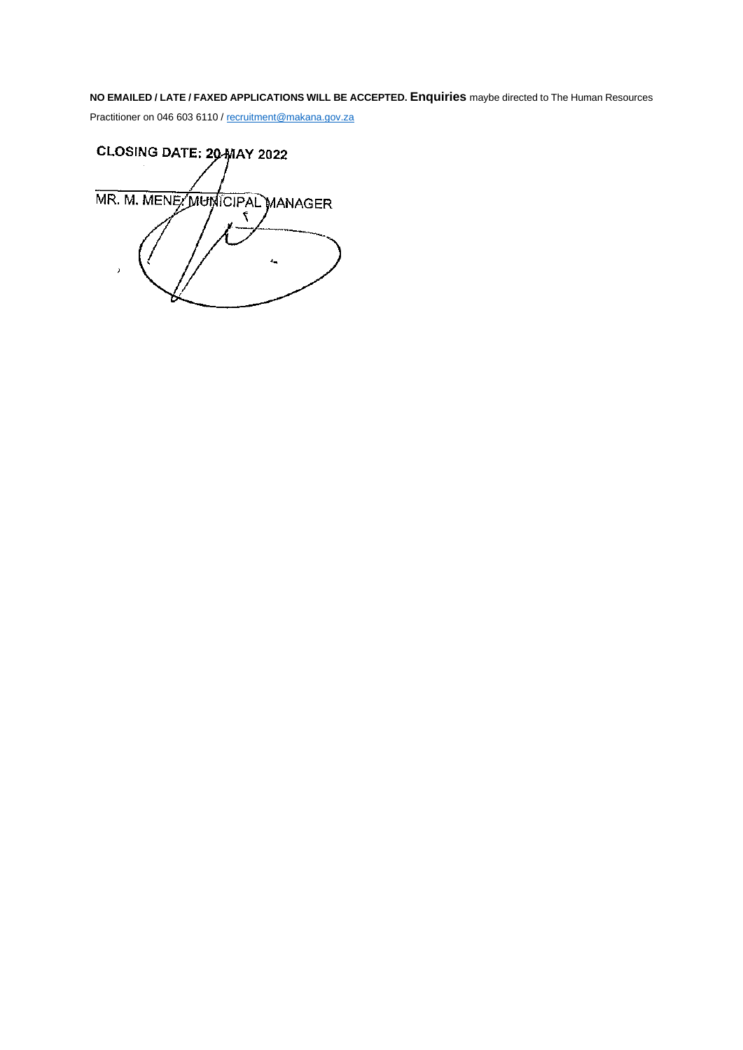**NO EMAILED / LATE / FAXED APPLICATIONS WILL BE ACCEPTED. Enquiries** maybe directed to The Human Resources Practitioner on 046 603 6110 / [recruitment@makana.gov.za](mailto:recruitment@makana.gov.za)

**CLOSING DATE: 20 MAY 2022**

MR. M. MENE/ MUNICIPAL MANAGER